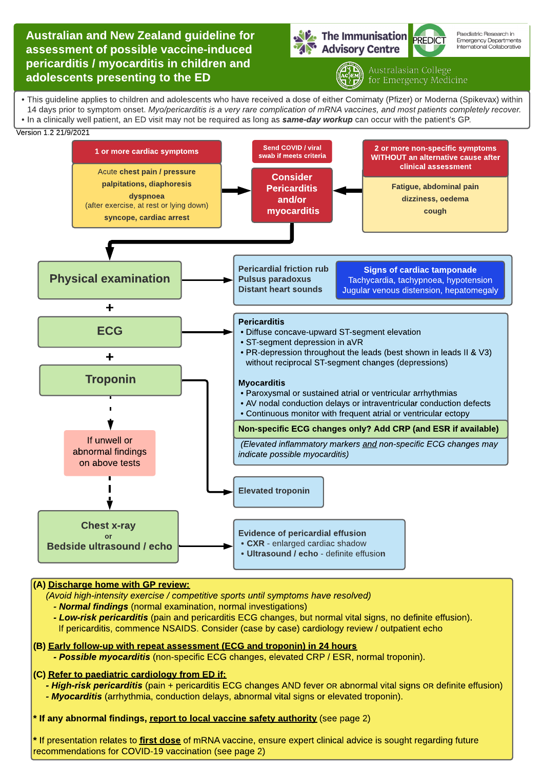# Australian and New Zealand guideline for assessment of possible vaccine-induced pericarditis / myocarditis in children and adolescents presenting to the ED

The Immunisation Advisory Centre | PREDICT Paediatric Research in Emergency Departments International Collaborative | Australasian College for Emergency Medicine

- This guideline applies to children and adolescents who have received a dose of either Comirnaty (Pfizer) or Moderna (Spikevax) within 14 days prior to symptom onset. *Myo/pericarditis is a very rare complication of mRNA vaccines, and most patients completely recover.*
- In a clinically well patient, an ED visit may not be required as long as ***same-day workup*** can occur with the patient's GP.

Version 1.2 21/9/2021

**1 or more cardiac symptoms**

Acute **chest pain / pressure**
**palpitations, diaphoresis**
**dyspnoea**
(after exercise, at rest or lying down)
**syncope, cardiac arrest**

**Send COVID / viral swab if meets criteria**

**Consider Pericarditis and/or myocarditis**

**2 or more non-specific symptoms WITHOUT an alternative cause after clinical assessment**

**Fatigue, abdominal pain**
**dizziness, oedema**
**cough**

## Physical examination

**Pericardial friction rub**
**Pulsus paradoxus**
**Distant heart sounds**

**Signs of cardiac tamponade**
Tachycardia, tachypnoea, hypotension
Jugular venous distension, hepatomegaly

\+

## ECG

**Pericarditis**
- Diffuse concave-upward ST-segment elevation
- ST-segment depression in aVR
- PR-depression throughout the leads (best shown in leads II & V3) without reciprocal ST-segment changes (depressions)

**Myocarditis**
- Paroxysmal or sustained atrial or ventricular arrhythmias
- AV nodal conduction delays or intraventricular conduction defects
- Continuous monitor with frequent atrial or ventricular ectopy

**Non-specific ECG changes only? Add CRP (and ESR if available)**

*(Elevated inflammatory markers and non-specific ECG changes may indicate possible myocarditis)*

\+

## Troponin

**Elevated troponin**

If unwell or abnormal findings on above tests

## Chest x-ray or Bedside ultrasound / echo

**Evidence of pericardial effusion**
- **CXR** - enlarged cardiac shadow
- **Ultrasound / echo** - definite effusion

**(A) Discharge home with GP review:**
*(Avoid high-intensity exercise / competitive sports until symptoms have resolved)*
- ***Normal findings*** (normal examination, normal investigations)
- ***Low-risk pericarditis*** (pain and pericarditis ECG changes, but normal vital signs, no definite effusion). If pericarditis, commence NSAIDS. Consider (case by case) cardiology review / outpatient echo

**(B) Early follow-up with repeat assessment (ECG and troponin) in 24 hours**
- ***Possible myocarditis*** (non-specific ECG changes, elevated CRP / ESR, normal troponin).

**(C) Refer to paediatric cardiology from ED if:**
- ***High-risk pericarditis*** (pain + pericarditis ECG changes AND fever OR abnormal vital signs OR definite effusion)
- ***Myocarditis*** (arrhythmia, conduction delays, abnormal vital signs or elevated troponin).

**\* If any abnormal findings, report to local vaccine safety authority** (see page 2)

\* If presentation relates to **first dose** of mRNA vaccine, ensure expert clinical advice is sought regarding future recommendations for COVID-19 vaccination (see page 2)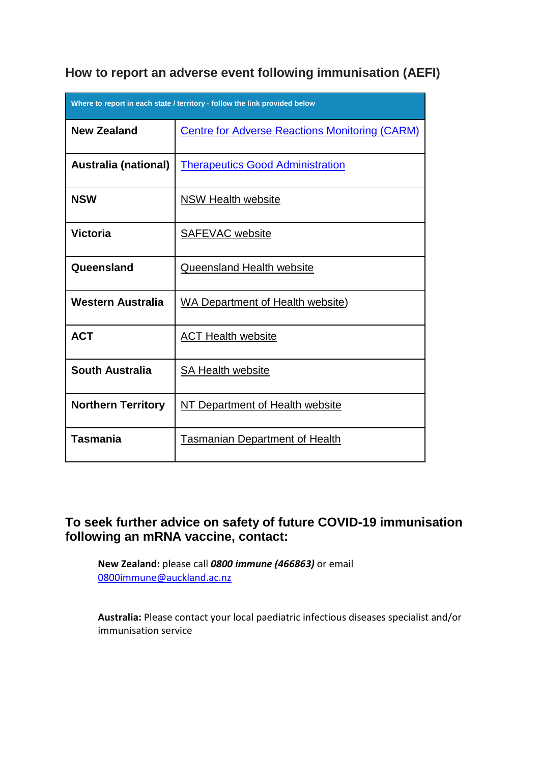## How to report an adverse event following immunisation (AEFI)

| Where to report in each state / territory - follow the link provided below | |
|---|---|
| **New Zealand** | Centre for Adverse Reactions Monitoring (CARM) |
| **Australia (national)** | Therapeutics Good Administration |
| **NSW** | NSW Health website |
| **Victoria** | SAFEVAC website |
| **Queensland** | Queensland Health website |
| **Western Australia** | WA Department of Health website) |
| **ACT** | ACT Health website |
| **South Australia** | SA Health website |
| **Northern Territory** | NT Department of Health website |
| **Tasmania** | Tasmanian Department of Health |

## To seek further advice on safety of future COVID-19 immunisation following an mRNA vaccine, contact:

**New Zealand:** please call ***0800 immune (466863)*** or email 0800immune@auckland.ac.nz

**Australia:** Please contact your local paediatric infectious diseases specialist and/or immunisation service